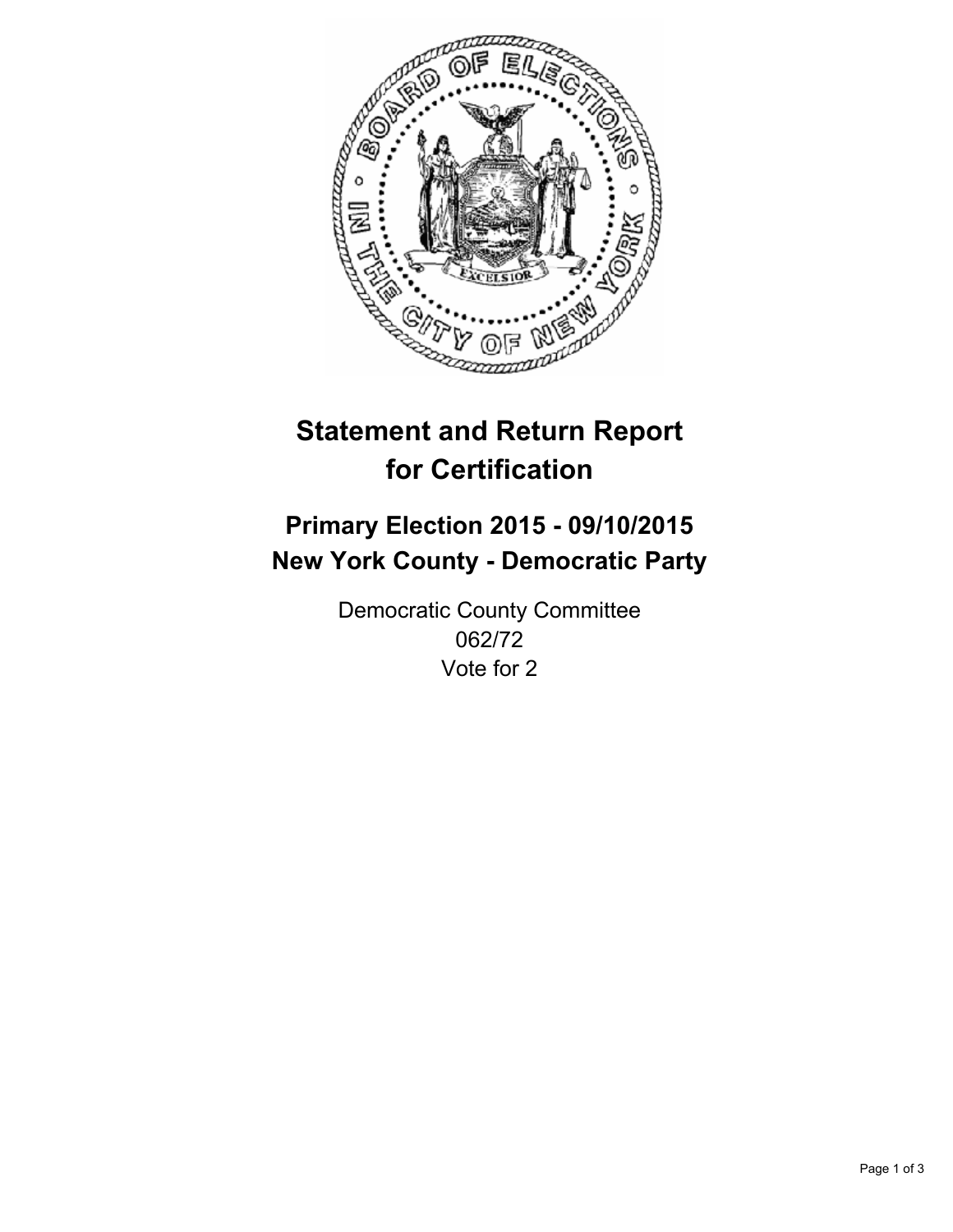# Statement and Return Report for Certification

## Primary Election 2015 - 09/10/2015
## New York County - Democratic Party

Democratic County Committee
062/72
Vote for 2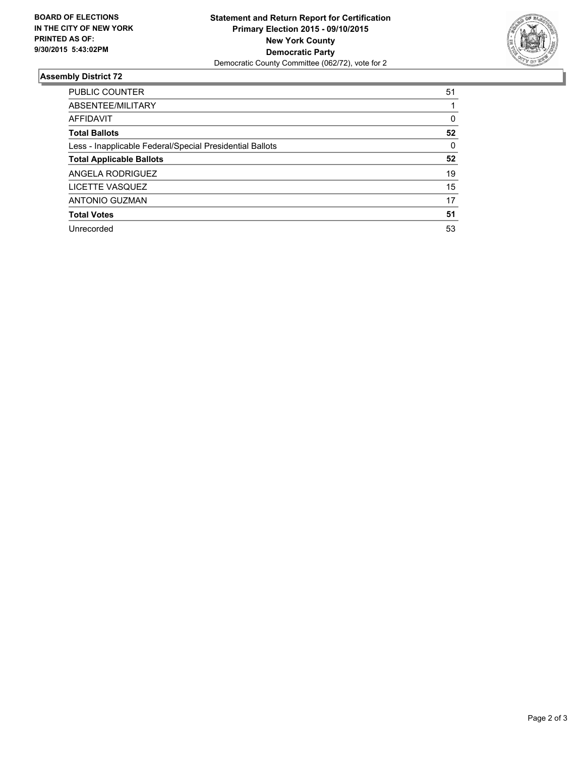**BOARD OF ELECTIONS**
**IN THE CITY OF NEW YORK**
**PRINTED AS OF:**
**9/30/2015 5:43:02PM**

**Statement and Return Report for Certification**
**Primary Election 2015 - 09/10/2015**
**New York County**
**Democratic Party**
Democratic County Committee (062/72), vote for 2

### Assembly District 72

| | |
|---|---|
| PUBLIC COUNTER | 51 |
| ABSENTEE/MILITARY | 1 |
| AFFIDAVIT | 0 |
| **Total Ballots** | **52** |
| Less - Inapplicable Federal/Special Presidential Ballots | 0 |
| **Total Applicable Ballots** | **52** |
| ANGELA RODRIGUEZ | 19 |
| LICETTE VASQUEZ | 15 |
| ANTONIO GUZMAN | 17 |
| **Total Votes** | **51** |
| Unrecorded | 53 |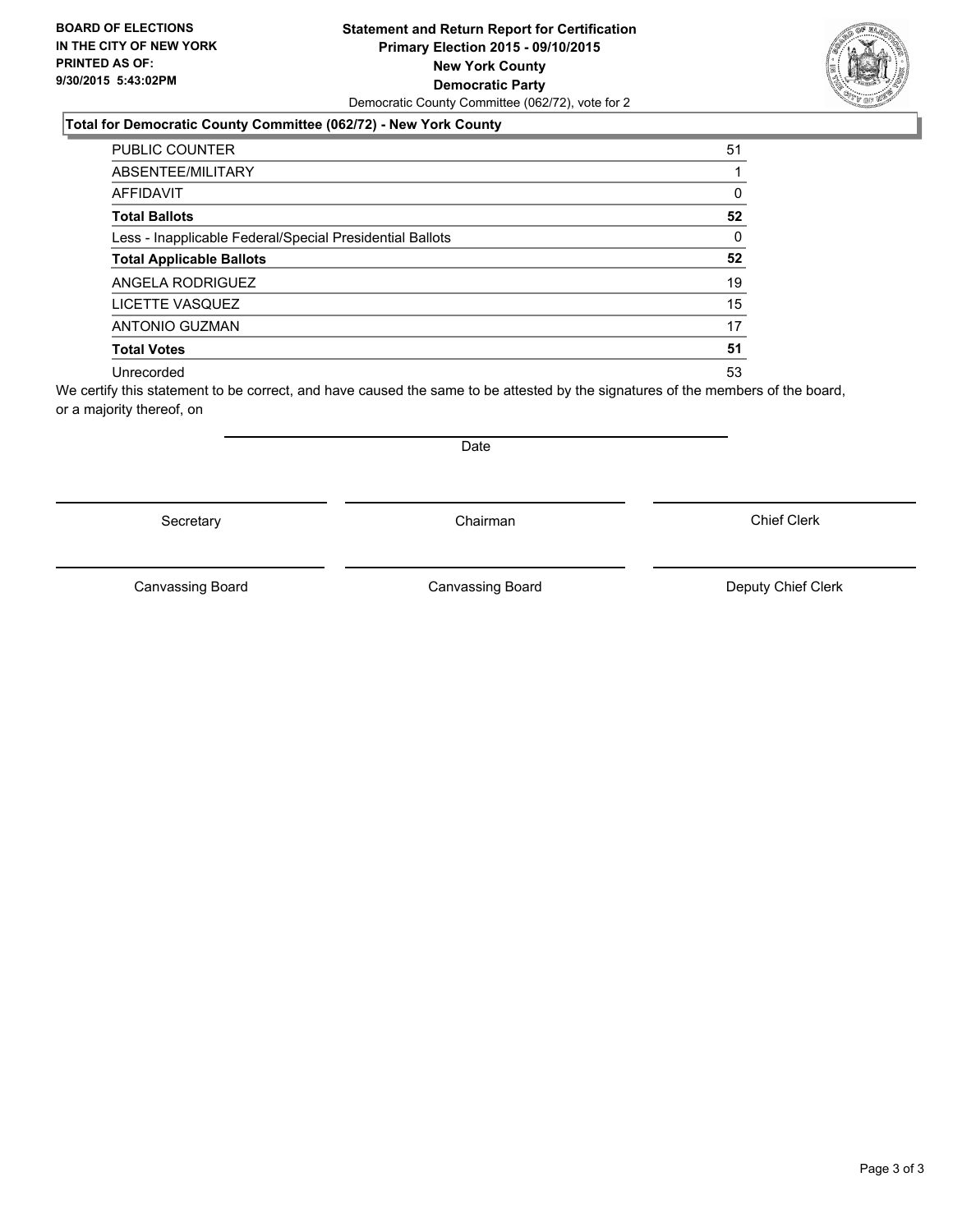**BOARD OF ELECTIONS**
**IN THE CITY OF NEW YORK**
**PRINTED AS OF:**
**9/30/2015 5:43:02PM**

**Statement and Return Report for Certification**
**Primary Election 2015 - 09/10/2015**
**New York County**
**Democratic Party**
Democratic County Committee (062/72), vote for 2

**Total for Democratic County Committee (062/72) - New York County**

| | |
|---|---|
| PUBLIC COUNTER | 51 |
| ABSENTEE/MILITARY | 1 |
| AFFIDAVIT | 0 |
| **Total Ballots** | **52** |
| Less - Inapplicable Federal/Special Presidential Ballots | 0 |
| **Total Applicable Ballots** | **52** |
| ANGELA RODRIGUEZ | 19 |
| LICETTE VASQUEZ | 15 |
| ANTONIO GUZMAN | 17 |
| **Total Votes** | **51** |
| Unrecorded | 53 |

We certify this statement to be correct, and have caused the same to be attested by the signatures of the members of the board, or a majority thereof, on

Date

Secretary

Chairman

Chief Clerk

Canvassing Board

Canvassing Board

Deputy Chief Clerk